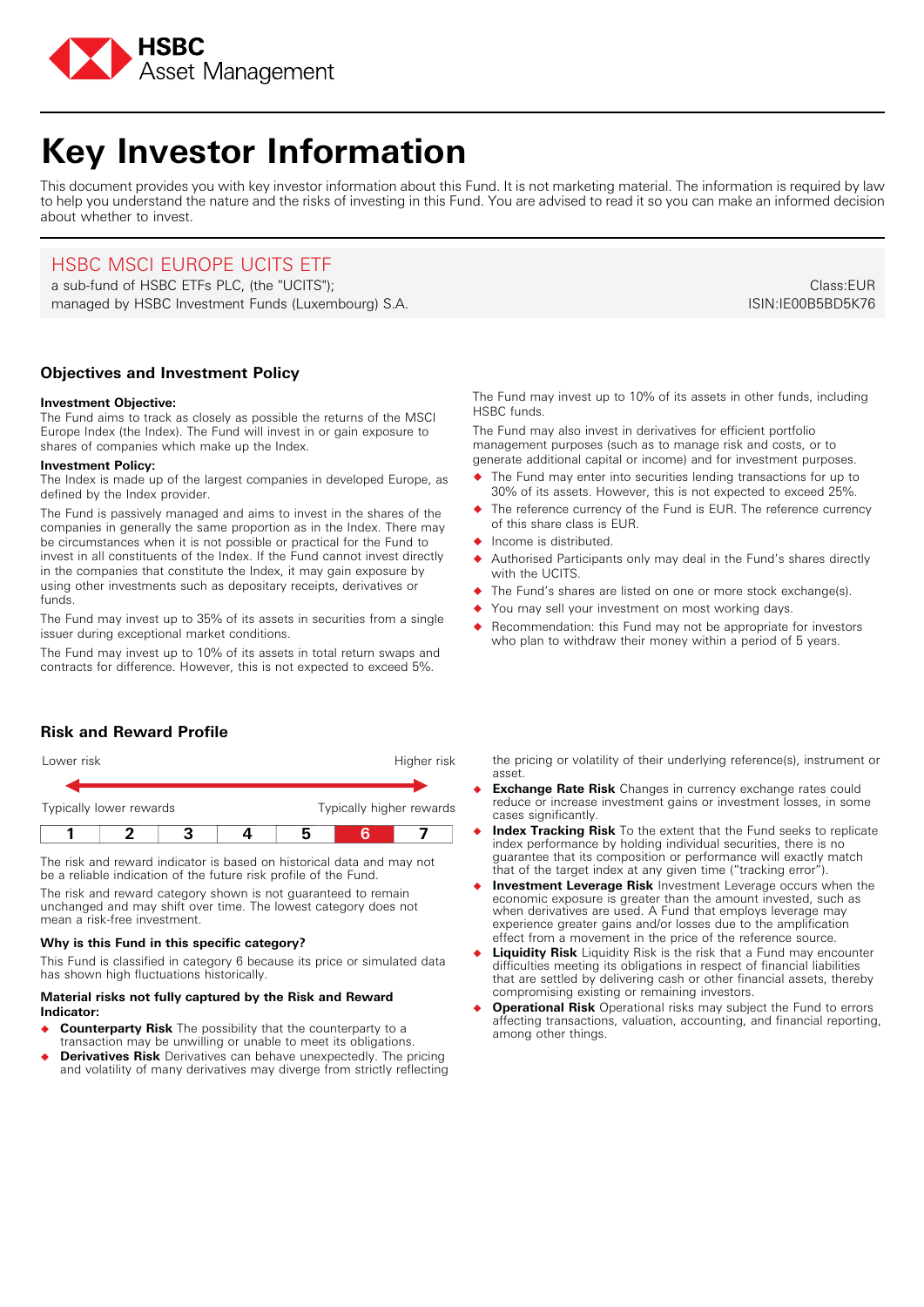HSBC Asset Management

# Key Investor Information

This document provides you with key investor information about this Fund. It is not marketing material. The information is required by law to help you understand the nature and the risks of investing in this Fund. You are advised to read it so you can make an informed decision about whether to invest.

## HSBC MSCI EUROPE UCITS ETF

a sub-fund of HSBC ETFs PLC, (the "UCITS");
managed by HSBC Investment Funds (Luxembourg) S.A.

Class:EUR
ISIN:IE00B5BD5K76

### Objectives and Investment Policy

**Investment Objective:**
The Fund aims to track as closely as possible the returns of the MSCI Europe Index (the Index). The Fund will invest in or gain exposure to shares of companies which make up the Index.

**Investment Policy:**
The Index is made up of the largest companies in developed Europe, as defined by the Index provider.

The Fund is passively managed and aims to invest in the shares of the companies in generally the same proportion as in the Index. There may be circumstances when it is not possible or practical for the Fund to invest in all constituents of the Index. If the Fund cannot invest directly in the companies that constitute the Index, it may gain exposure by using other investments such as depositary receipts, derivatives or funds.

The Fund may invest up to 35% of its assets in securities from a single issuer during exceptional market conditions.

The Fund may invest up to 10% of its assets in total return swaps and contracts for difference. However, this is not expected to exceed 5%.

The Fund may invest up to 10% of its assets in other funds, including HSBC funds.

The Fund may also invest in derivatives for efficient portfolio management purposes (such as to manage risk and costs, or to generate additional capital or income) and for investment purposes.

- The Fund may enter into securities lending transactions for up to 30% of its assets. However, this is not expected to exceed 25%.
- The reference currency of the Fund is EUR. The reference currency of this share class is EUR.
- Income is distributed.
- Authorised Participants only may deal in the Fund's shares directly with the UCITS.
- The Fund's shares are listed on one or more stock exchange(s).
- You may sell your investment on most working days.
- Recommendation: this Fund may not be appropriate for investors who plan to withdraw their money within a period of 5 years.

### Risk and Reward Profile

Lower risk — Higher risk

Typically lower rewards — Typically higher rewards

| 1 | 2 | 3 | 4 | 5 | **6** | 7 |
|---|---|---|---|---|---|---|

The risk and reward indicator is based on historical data and may not be a reliable indication of the future risk profile of the Fund.

The risk and reward category shown is not guaranteed to remain unchanged and may shift over time. The lowest category does not mean a risk-free investment.

**Why is this Fund in this specific category?**

This Fund is classified in category 6 because its price or simulated data has shown high fluctuations historically.

**Material risks not fully captured by the Risk and Reward Indicator:**

- **Counterparty Risk** The possibility that the counterparty to a transaction may be unwilling or unable to meet its obligations.
- **Derivatives Risk** Derivatives can behave unexpectedly. The pricing and volatility of many derivatives may diverge from strictly reflecting the pricing or volatility of their underlying reference(s), instrument or asset.
- **Exchange Rate Risk** Changes in currency exchange rates could reduce or increase investment gains or investment losses, in some cases significantly.
- **Index Tracking Risk** To the extent that the Fund seeks to replicate index performance by holding individual securities, there is no guarantee that its composition or performance will exactly match that of the target index at any given time ("tracking error").
- **Investment Leverage Risk** Investment Leverage occurs when the economic exposure is greater than the amount invested, such as when derivatives are used. A Fund that employs leverage may experience greater gains and/or losses due to the amplification effect from a movement in the price of the reference source.
- **Liquidity Risk** Liquidity Risk is the risk that a Fund may encounter difficulties meeting its obligations in respect of financial liabilities that are settled by delivering cash or other financial assets, thereby compromising existing or remaining investors.
- **Operational Risk** Operational risks may subject the Fund to errors affecting transactions, valuation, accounting, and financial reporting, among other things.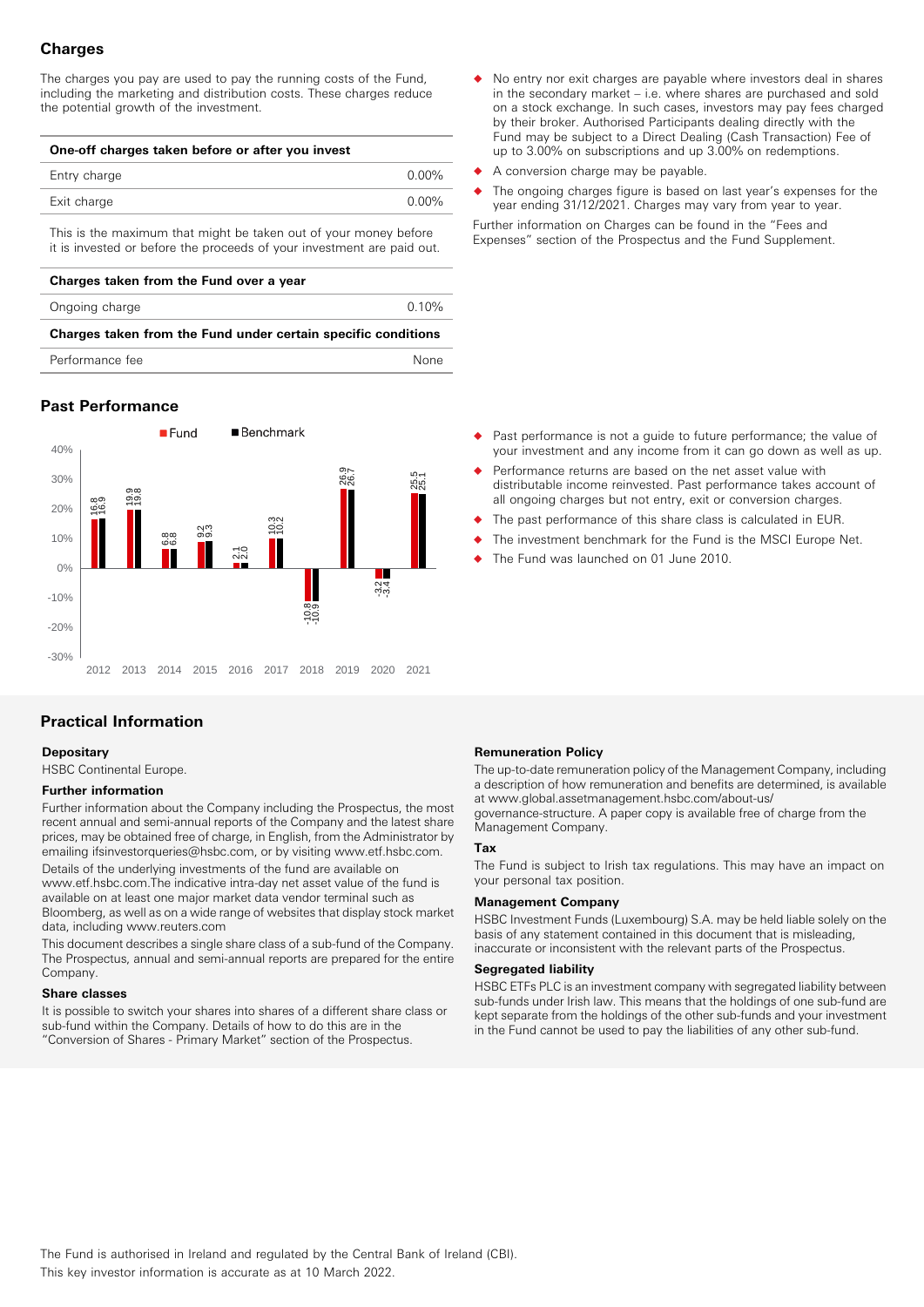## Charges

The charges you pay are used to pay the running costs of the Fund, including the marketing and distribution costs. These charges reduce the potential growth of the investment.

| One-off charges taken before or after you invest | |
|---|---|
| Entry charge | 0.00% |
| Exit charge | 0.00% |

This is the maximum that might be taken out of your money before it is invested or before the proceeds of your investment are paid out.

| Charges taken from the Fund over a year | |
|---|---|
| Ongoing charge | 0.10% |
| **Charges taken from the Fund under certain specific conditions** | |
| Performance fee | None |

- No entry nor exit charges are payable where investors deal in shares in the secondary market – i.e. where shares are purchased and sold on a stock exchange. In such cases, investors may pay fees charged by their broker. Authorised Participants dealing directly with the Fund may be subject to a Direct Dealing (Cash Transaction) Fee of up to 3.00% on subscriptions and up 3.00% on redemptions.
- A conversion charge may be payable.
- The ongoing charges figure is based on last year's expenses for the year ending 31/12/2021. Charges may vary from year to year.

Further information on Charges can be found in the "Fees and Expenses" section of the Prospectus and the Fund Supplement.

## Past Performance

Fund Benchmark

40%
30%
20%
10%
0%
-10%
-20%
-30%

2012: 16.8 16.9
2013: 19.9 19.8
2014: 6.8 6.8
2015: 9.2 9.3
2016: 2.1 2.0
2017: 10.3 10.2
2018: -10.8 -10.9
2019: 26.9 26.7
2020: -3.2 -3.4
2021: 25.5 25.1

- Past performance is not a guide to future performance; the value of your investment and any income from it can go down as well as up.
- Performance returns are based on the net asset value with distributable income reinvested. Past performance takes account of all ongoing charges but not entry, exit or conversion charges.
- The past performance of this share class is calculated in EUR.
- The investment benchmark for the Fund is the MSCI Europe Net.
- The Fund was launched on 01 June 2010.

## Practical Information

**Depositary**

HSBC Continental Europe.

**Further information**

Further information about the Company including the Prospectus, the most recent annual and semi-annual reports of the Company and the latest share prices, may be obtained free of charge, in English, from the Administrator by emailing ifsinvestorqueries@hsbc.com, or by visiting www.etf.hsbc.com.

Details of the underlying investments of the fund are available on www.etf.hsbc.com.The indicative intra-day net asset value of the fund is available on at least one major market data vendor terminal such as Bloomberg, as well as on a wide range of websites that display stock market data, including www.reuters.com

This document describes a single share class of a sub-fund of the Company. The Prospectus, annual and semi-annual reports are prepared for the entire Company.

**Share classes**

It is possible to switch your shares into shares of a different share class or sub-fund within the Company. Details of how to do this are in the "Conversion of Shares - Primary Market" section of the Prospectus.

**Remuneration Policy**

The up-to-date remuneration policy of the Management Company, including a description of how remuneration and benefits are determined, is available at www.global.assetmanagement.hsbc.com/about-us/governance-structure. A paper copy is available free of charge from the Management Company.

**Tax**

The Fund is subject to Irish tax regulations. This may have an impact on your personal tax position.

**Management Company**

HSBC Investment Funds (Luxembourg) S.A. may be held liable solely on the basis of any statement contained in this document that is misleading, inaccurate or inconsistent with the relevant parts of the Prospectus.

**Segregated liability**

HSBC ETFs PLC is an investment company with segregated liability between sub-funds under Irish law. This means that the holdings of one sub-fund are kept separate from the holdings of the other sub-funds and your investment in the Fund cannot be used to pay the liabilities of any other sub-fund.

The Fund is authorised in Ireland and regulated by the Central Bank of Ireland (CBI).
This key investor information is accurate as at 10 March 2022.